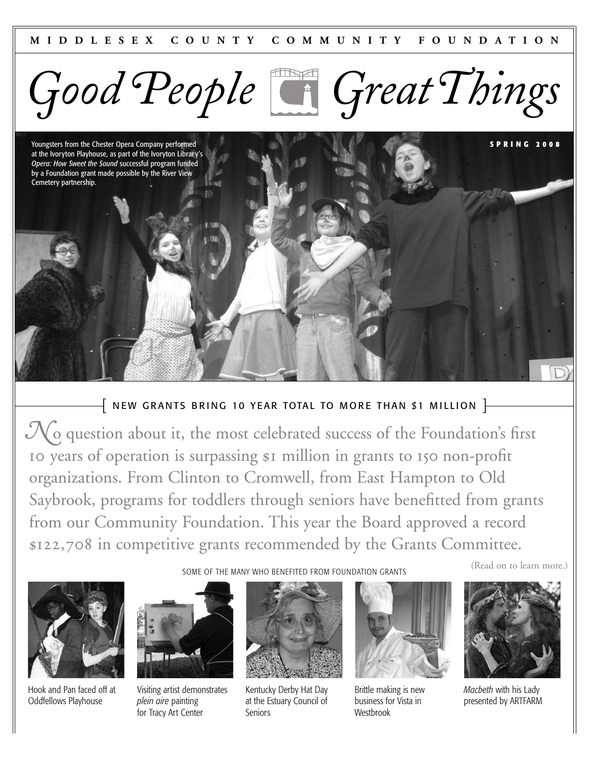MIDDLESEX COUNTY COMMUNITY FOUNDATION

# Good People Great Things

SPRING 2008

Youngsters from the Chester Opera Company performed at the Ivoryton Playhouse, as part of the Ivoryton Library's *Opera: How Sweet the Sound* successful program funded by a Foundation grant made possible by the River View Cemetery partnership.

## [ NEW GRANTS BRING 10 YEAR TOTAL TO MORE THAN $1 MILLION ]

No question about it, the most celebrated success of the Foundation's first 10 years of operation is surpassing $1 million in grants to 150 non-profit organizations. From Clinton to Cromwell, from East Hampton to Old Saybrook, programs for toddlers through seniors have benefitted from grants from our Community Foundation. This year the Board approved a record $122,708 in competitive grants recommended by the Grants Committee.

(Read on to learn more.)

SOME OF THE MANY WHO BENEFITED FROM FOUNDATION GRANTS

Hook and Pan faced off at Oddfellows Playhouse

Visiting artist demonstrates *plein aire* painting for Tracy Art Center

Kentucky Derby Hat Day at the Estuary Council of Seniors

Brittle making is new business for Vista in Westbrook

*Macbeth* with his Lady presented by ARTFARM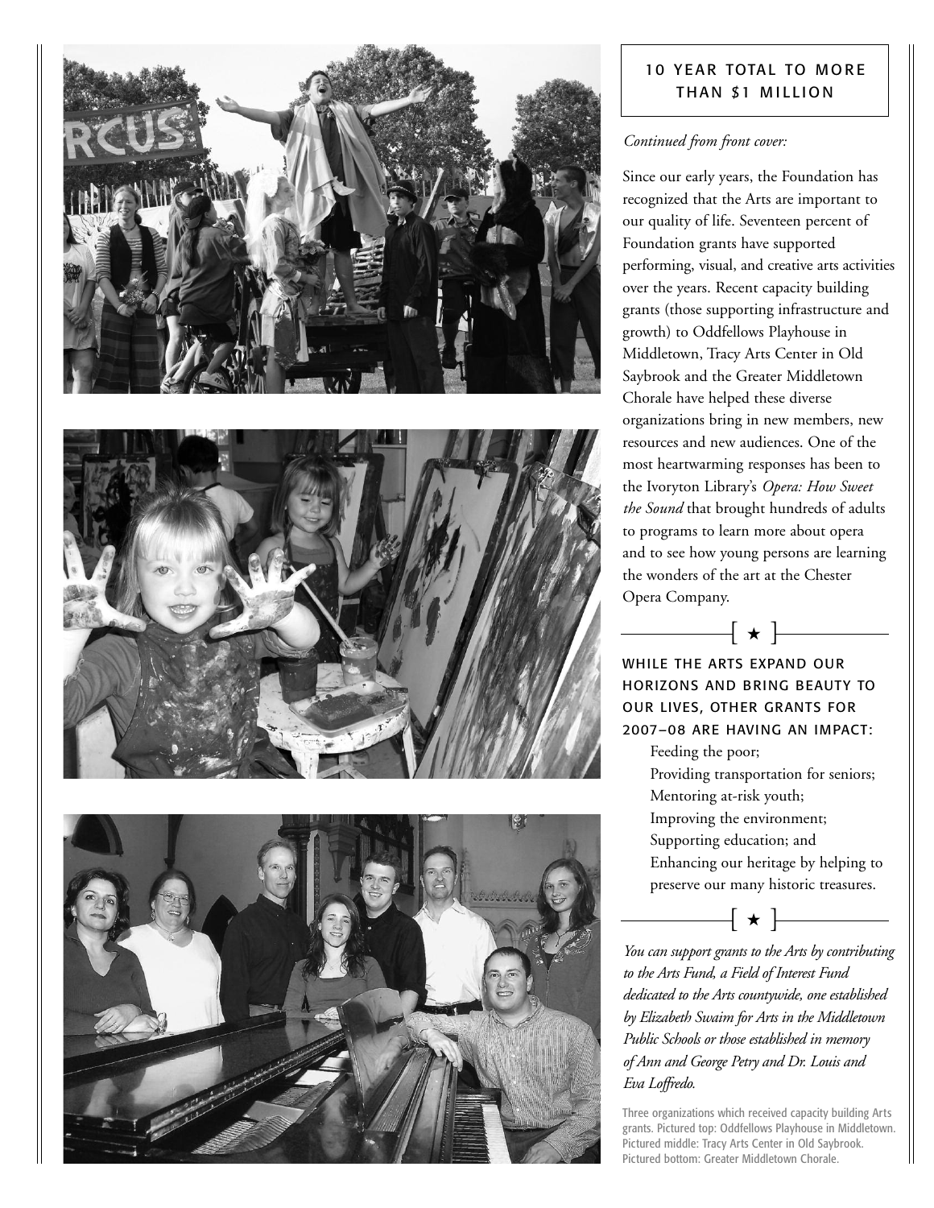## 10 YEAR TOTAL TO MORE THAN $1 MILLION

*Continued from front cover:*

Since our early years, the Foundation has recognized that the Arts are important to our quality of life. Seventeen percent of Foundation grants have supported performing, visual, and creative arts activities over the years. Recent capacity building grants (those supporting infrastructure and growth) to Oddfellows Playhouse in Middletown, Tracy Arts Center in Old Saybrook and the Greater Middletown Chorale have helped these diverse organizations bring in new members, new resources and new audiences. One of the most heartwarming responses has been to the Ivoryton Library's *Opera: How Sweet the Sound* that brought hundreds of adults to programs to learn more about opera and to see how young persons are learning the wonders of the art at the Chester Opera Company.

[ ★ ]

**WHILE THE ARTS EXPAND OUR HORIZONS AND BRING BEAUTY TO OUR LIVES, OTHER GRANTS FOR 2007–08 ARE HAVING AN IMPACT:**

- Feeding the poor;
- Providing transportation for seniors;
- Mentoring at-risk youth;
- Improving the environment;
- Supporting education; and
- Enhancing our heritage by helping to preserve our many historic treasures.

[ ★ ]

*You can support grants to the Arts by contributing to the Arts Fund, a Field of Interest Fund dedicated to the Arts countywide, one established by Elizabeth Swaim for Arts in the Middletown Public Schools or those established in memory of Ann and George Petry and Dr. Louis and Eva Loffredo.*

Three organizations which received capacity building Arts grants. Pictured top: Oddfellows Playhouse in Middletown. Pictured middle: Tracy Arts Center in Old Saybrook. Pictured bottom: Greater Middletown Chorale.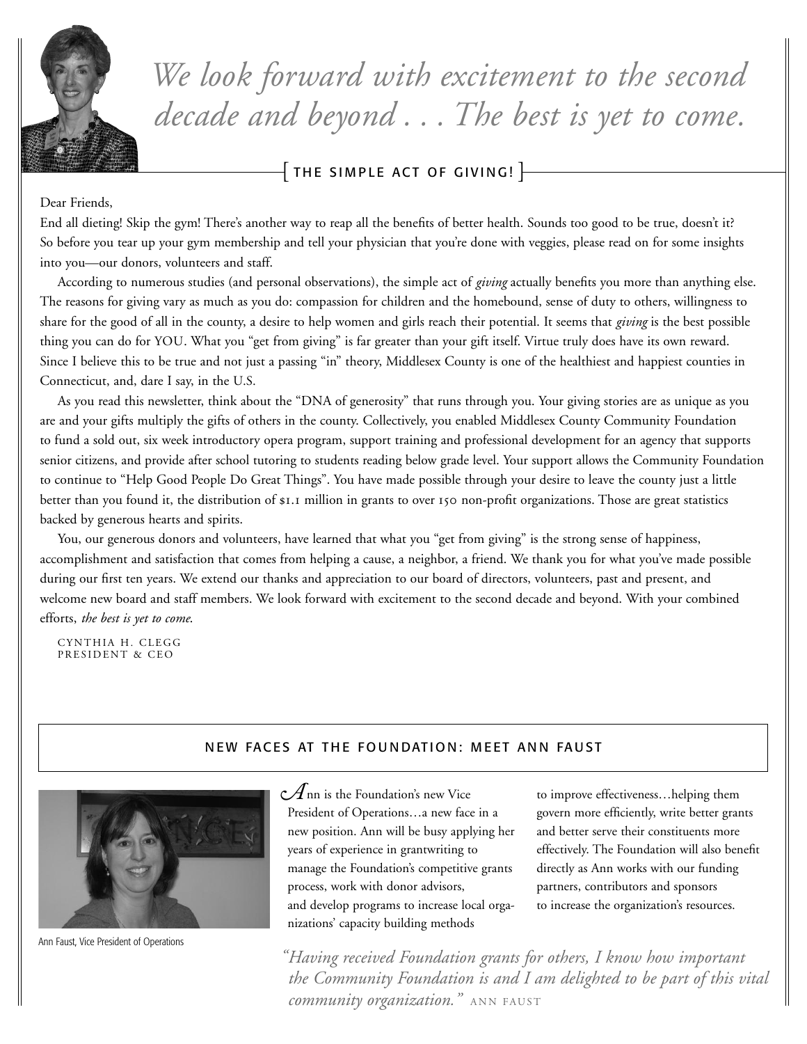*We look forward with excitement to the second decade and beyond . . . The best is yet to come.*

## THE SIMPLE ACT OF GIVING!

Dear Friends,

End all dieting! Skip the gym! There's another way to reap all the benefits of better health. Sounds too good to be true, doesn't it? So before you tear up your gym membership and tell your physician that you're done with veggies, please read on for some insights into you—our donors, volunteers and staff.

According to numerous studies (and personal observations), the simple act of *giving* actually benefits you more than anything else. The reasons for giving vary as much as you do: compassion for children and the homebound, sense of duty to others, willingness to share for the good of all in the county, a desire to help women and girls reach their potential. It seems that *giving* is the best possible thing you can do for YOU. What you "get from giving" is far greater than your gift itself. Virtue truly does have its own reward. Since I believe this to be true and not just a passing "in" theory, Middlesex County is one of the healthiest and happiest counties in Connecticut, and, dare I say, in the U.S.

As you read this newsletter, think about the "DNA of generosity" that runs through you. Your giving stories are as unique as you are and your gifts multiply the gifts of others in the county. Collectively, you enabled Middlesex County Community Foundation to fund a sold out, six week introductory opera program, support training and professional development for an agency that supports senior citizens, and provide after school tutoring to students reading below grade level. Your support allows the Community Foundation to continue to "Help Good People Do Great Things". You have made possible through your desire to leave the county just a little better than you found it, the distribution of $1.1 million in grants to over 150 non-profit organizations. Those are great statistics backed by generous hearts and spirits.

You, our generous donors and volunteers, have learned that what you "get from giving" is the strong sense of happiness, accomplishment and satisfaction that comes from helping a cause, a neighbor, a friend. We thank you for what you've made possible during our first ten years. We extend our thanks and appreciation to our board of directors, volunteers, past and present, and welcome new board and staff members. We look forward with excitement to the second decade and beyond. With your combined efforts, *the best is yet to come.*

CYNTHIA H. CLEGG
PRESIDENT & CEO

## NEW FACES AT THE FOUNDATION: MEET ANN FAUST

Ann Faust, Vice President of Operations

Ann is the Foundation's new Vice President of Operations…a new face in a new position. Ann will be busy applying her years of experience in grantwriting to manage the Foundation's competitive grants process, work with donor advisors, and develop programs to increase local organizations' capacity building methods to improve effectiveness…helping them govern more efficiently, write better grants and better serve their constituents more effectively. The Foundation will also benefit directly as Ann works with our funding partners, contributors and sponsors to increase the organization's resources.

*"Having received Foundation grants for others, I know how important the Community Foundation is and I am delighted to be part of this vital community organization."* ANN FAUST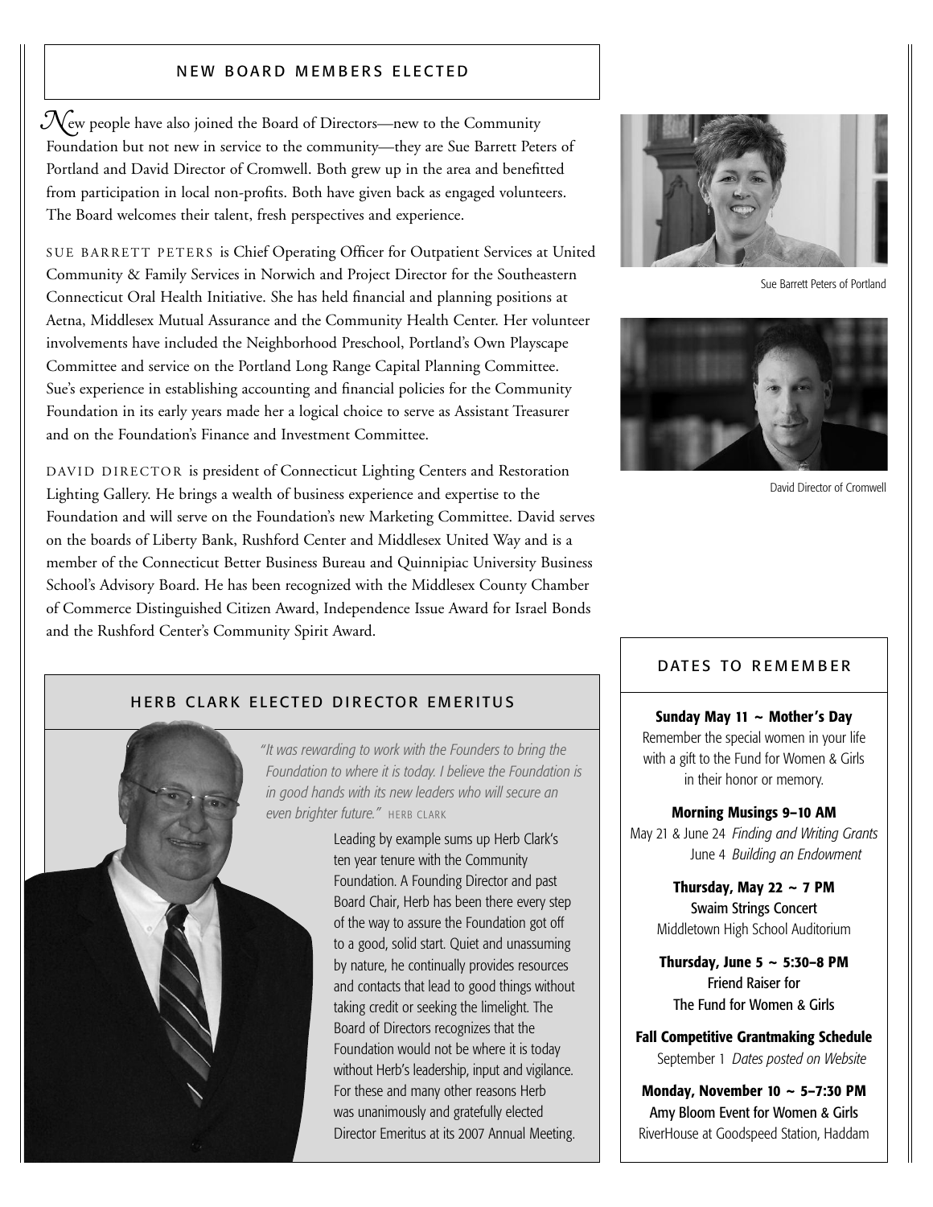## NEW BOARD MEMBERS ELECTED

New people have also joined the Board of Directors—new to the Community Foundation but not new in service to the community—they are Sue Barrett Peters of Portland and David Director of Cromwell. Both grew up in the area and benefitted from participation in local non-profits. Both have given back as engaged volunteers. The Board welcomes their talent, fresh perspectives and experience.

SUE BARRETT PETERS is Chief Operating Officer for Outpatient Services at United Community & Family Services in Norwich and Project Director for the Southeastern Connecticut Oral Health Initiative. She has held financial and planning positions at Aetna, Middlesex Mutual Assurance and the Community Health Center. Her volunteer involvements have included the Neighborhood Preschool, Portland's Own Playscape Committee and service on the Portland Long Range Capital Planning Committee. Sue's experience in establishing accounting and financial policies for the Community Foundation in its early years made her a logical choice to serve as Assistant Treasurer and on the Foundation's Finance and Investment Committee.

Sue Barrett Peters of Portland

DAVID DIRECTOR is president of Connecticut Lighting Centers and Restoration Lighting Gallery. He brings a wealth of business experience and expertise to the Foundation and will serve on the Foundation's new Marketing Committee. David serves on the boards of Liberty Bank, Rushford Center and Middlesex United Way and is a member of the Connecticut Better Business Bureau and Quinnipiac University Business School's Advisory Board. He has been recognized with the Middlesex County Chamber of Commerce Distinguished Citizen Award, Independence Issue Award for Israel Bonds and the Rushford Center's Community Spirit Award.

David Director of Cromwell

## HERB CLARK ELECTED DIRECTOR EMERITUS

*"It was rewarding to work with the Founders to bring the Foundation to where it is today. I believe the Foundation is in good hands with its new leaders who will secure an even brighter future."* HERB CLARK

Leading by example sums up Herb Clark's ten year tenure with the Community Foundation. A Founding Director and past Board Chair, Herb has been there every step of the way to assure the Foundation got off to a good, solid start. Quiet and unassuming by nature, he continually provides resources and contacts that lead to good things without taking credit or seeking the limelight. The Board of Directors recognizes that the Foundation would not be where it is today without Herb's leadership, input and vigilance. For these and many other reasons Herb was unanimously and gratefully elected Director Emeritus at its 2007 Annual Meeting.

## DATES TO REMEMBER

**Sunday May 11 ~ Mother's Day**
Remember the special women in your life with a gift to the Fund for Women & Girls in their honor or memory.

**Morning Musings 9–10 AM**
May 21 & June 24 *Finding and Writing Grants*
June 4 *Building an Endowment*

**Thursday, May 22 ~ 7 PM**
Swaim Strings Concert
Middletown High School Auditorium

**Thursday, June 5 ~ 5:30–8 PM**
Friend Raiser for The Fund for Women & Girls

**Fall Competitive Grantmaking Schedule**
September 1 *Dates posted on Website*

**Monday, November 10 ~ 5–7:30 PM**
Amy Bloom Event for Women & Girls
RiverHouse at Goodspeed Station, Haddam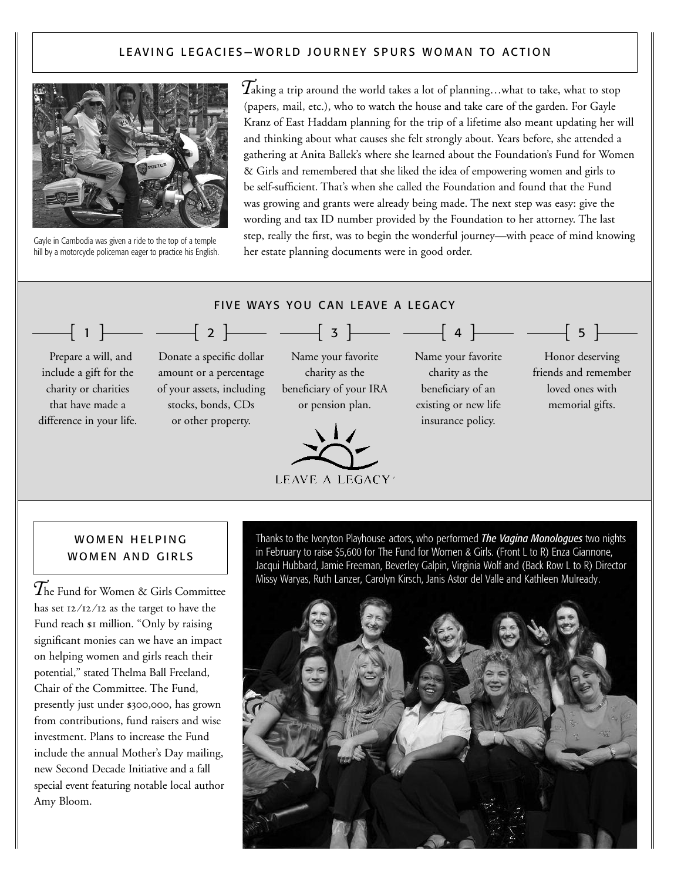## LEAVING LEGACIES—WORLD JOURNEY SPURS WOMAN TO ACTION

Gayle in Cambodia was given a ride to the top of a temple hill by a motorcycle policeman eager to practice his English.

Taking a trip around the world takes a lot of planning…what to take, what to stop (papers, mail, etc.), who to watch the house and take care of the garden. For Gayle Kranz of East Haddam planning for the trip of a lifetime also meant updating her will and thinking about what causes she felt strongly about. Years before, she attended a gathering at Anita Ballek's where she learned about the Foundation's Fund for Women & Girls and remembered that she liked the idea of empowering women and girls to be self-sufficient. That's when she called the Foundation and found that the Fund was growing and grants were already being made. The next step was easy: give the wording and tax ID number provided by the Foundation to her attorney. The last step, really the first, was to begin the wonderful journey—with peace of mind knowing her estate planning documents were in good order.

## FIVE WAYS YOU CAN LEAVE A LEGACY

[ 1 ] Prepare a will, and include a gift for the charity or charities that have made a difference in your life.

[ 2 ] Donate a specific dollar amount or a percentage of your assets, including stocks, bonds, CDs or other property.

[ 3 ] Name your favorite charity as the beneficiary of your IRA or pension plan.

[ 4 ] Name your favorite charity as the beneficiary of an existing or new life insurance policy.

[ 5 ] Honor deserving friends and remember loved ones with memorial gifts.

LEAVE A LEGACY

## WOMEN HELPING WOMEN AND GIRLS

The Fund for Women & Girls Committee has set 12/12/12 as the target to have the Fund reach $1 million. "Only by raising significant monies can we have an impact on helping women and girls reach their potential," stated Thelma Ball Freeland, Chair of the Committee. The Fund, presently just under $300,000, has grown from contributions, fund raisers and wise investment. Plans to increase the Fund include the annual Mother's Day mailing, new Second Decade Initiative and a fall special event featuring notable local author Amy Bloom.

Thanks to the Ivoryton Playhouse actors, who performed ***The Vagina Monologues*** two nights in February to raise $5,600 for The Fund for Women & Girls. (Front L to R) Enza Giannone, Jacqui Hubbard, Jamie Freeman, Beverley Galpin, Virginia Wolf and (Back Row L to R) Director Missy Waryas, Ruth Lanzer, Carolyn Kirsch, Janis Astor del Valle and Kathleen Mulready.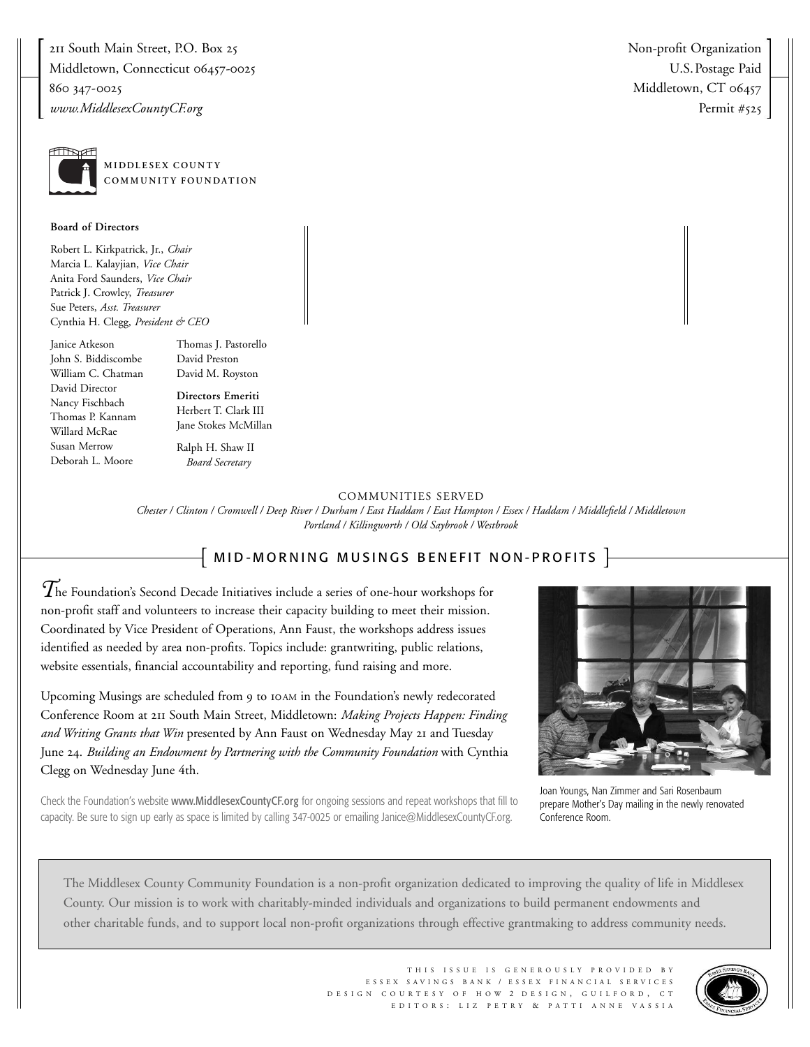211 South Main Street, P.O. Box 25
Middletown, Connecticut 06457-0025
860 347-0025
*www.MiddlesexCountyCF.org*

Non-profit Organization
U.S. Postage Paid
Middletown, CT 06457
Permit #525

MIDDLESEX COUNTY
COMMUNITY FOUNDATION

**Board of Directors**

Robert L. Kirkpatrick, Jr., *Chair*
Marcia L. Kalayjian, *Vice Chair*
Anita Ford Saunders, *Vice Chair*
Patrick J. Crowley, *Treasurer*
Sue Peters, *Asst. Treasurer*
Cynthia H. Clegg, *President & CEO*

Janice Atkeson
John S. Biddiscombe
William C. Chatman
David Director
Nancy Fischbach
Thomas P. Kannam
Willard McRae
Susan Merrow
Deborah L. Moore
Thomas J. Pastorello
David Preston
David M. Royston

**Directors Emeriti**
Herbert T. Clark III
Jane Stokes McMillan

Ralph H. Shaw II
*Board Secretary*

COMMUNITIES SERVED

*Chester / Clinton / Cromwell / Deep River / Durham / East Haddam / East Hampton / Essex / Haddam / Middlefield / Middletown Portland / Killingworth / Old Saybrook / Westbrook*

## MID-MORNING MUSINGS BENEFIT NON-PROFITS

The Foundation's Second Decade Initiatives include a series of one-hour workshops for non-profit staff and volunteers to increase their capacity building to meet their mission. Coordinated by Vice President of Operations, Ann Faust, the workshops address issues identified as needed by area non-profits. Topics include: grantwriting, public relations, website essentials, financial accountability and reporting, fund raising and more.

Upcoming Musings are scheduled from 9 to 10AM in the Foundation's newly redecorated Conference Room at 211 South Main Street, Middletown: *Making Projects Happen: Finding and Writing Grants that Win* presented by Ann Faust on Wednesday May 21 and Tuesday June 24. *Building an Endowment by Partnering with the Community Foundation* with Cynthia Clegg on Wednesday June 4th.

Check the Foundation's website **www.MiddlesexCountyCF.org** for ongoing sessions and repeat workshops that fill to capacity. Be sure to sign up early as space is limited by calling 347-0025 or emailing Janice@MiddlesexCountyCF.org.

Joan Youngs, Nan Zimmer and Sari Rosenbaum prepare Mother's Day mailing in the newly renovated Conference Room.

The Middlesex County Community Foundation is a non-profit organization dedicated to improving the quality of life in Middlesex County. Our mission is to work with charitably-minded individuals and organizations to build permanent endowments and other charitable funds, and to support local non-profit organizations through effective grantmaking to address community needs.

THIS ISSUE IS GENEROUSLY PROVIDED BY
ESSEX SAVINGS BANK / ESSEX FINANCIAL SERVICES
DESIGN COURTESY OF HOW 2 DESIGN, GUILFORD, CT
EDITORS: LIZ PETRY & PATTI ANNE VASSIA